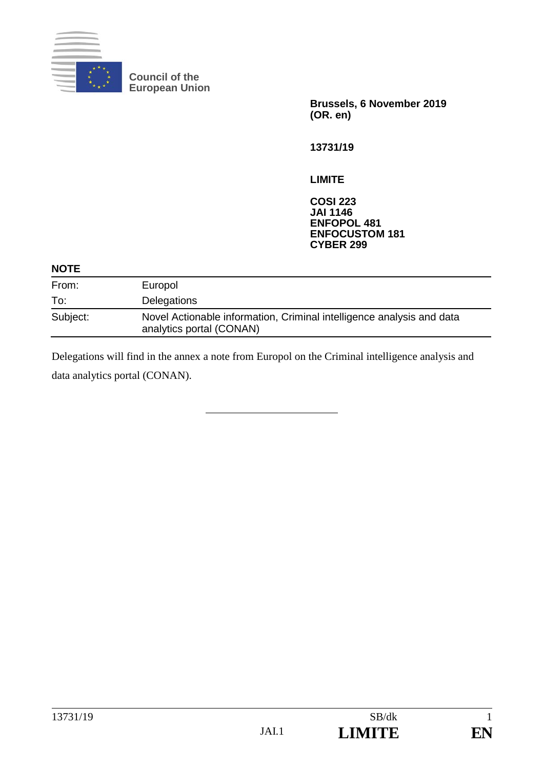Council of the European Union

**Brussels, 6 November 2019**
**(OR. en)**

**13731/19**

**LIMITE**

**COSI 223**
**JAI 1146**
**ENFOPOL 481**
**ENFOCUSTOM 181**
**CYBER 299**

**NOTE**

| | |
|---|---|
| From: | Europol |
| To: | Delegations |
| Subject: | Novel Actionable information, Criminal intelligence analysis and data analytics portal (CONAN) |

Delegations will find in the annex a note from Europol on the Criminal intelligence analysis and data analytics portal (CONAN).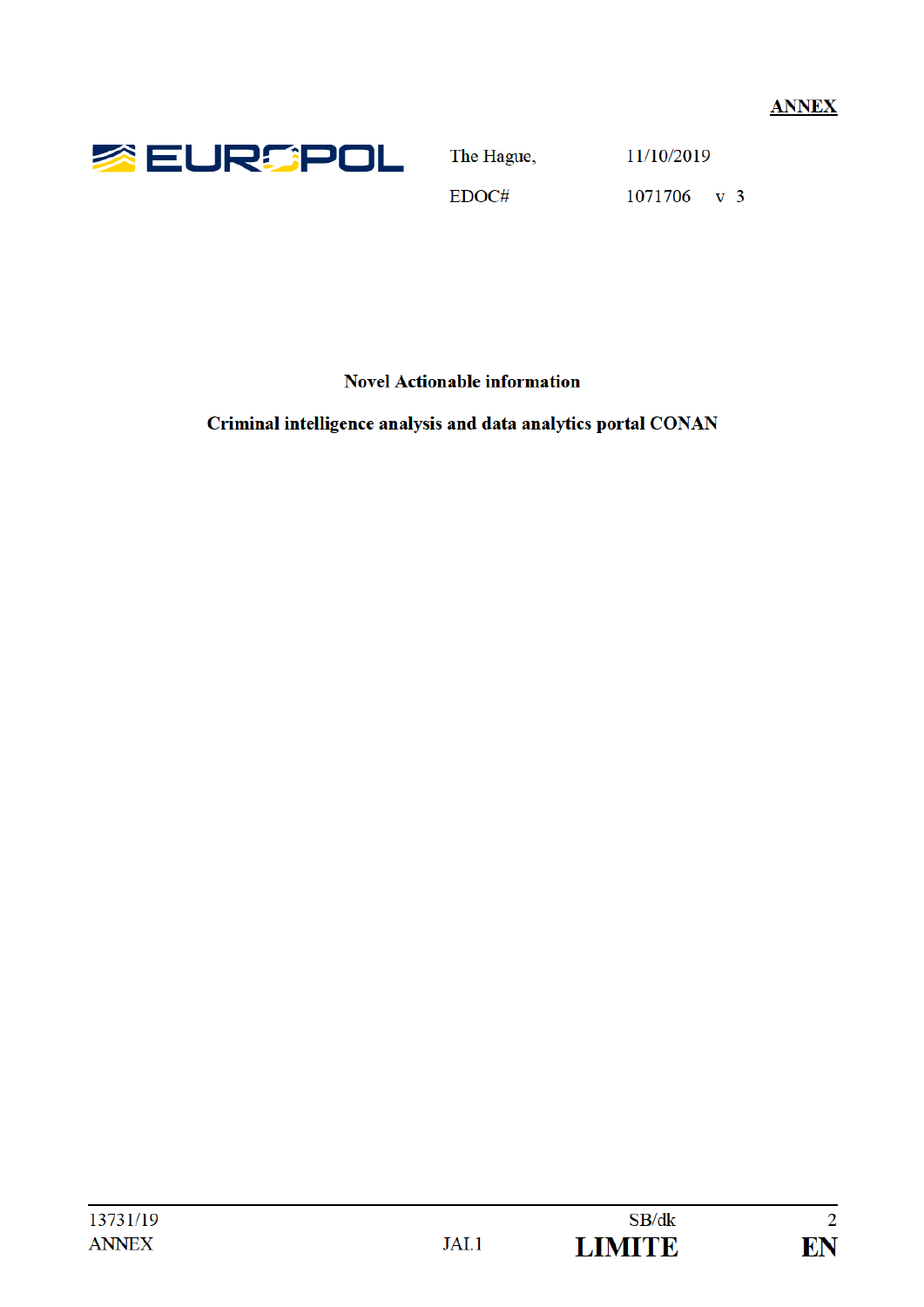**ANNEX**

EUROPOL

The Hague, 11/10/2019

EDOC# 1071706 v 3

**Novel Actionable information**

**Criminal intelligence analysis and data analytics portal CONAN**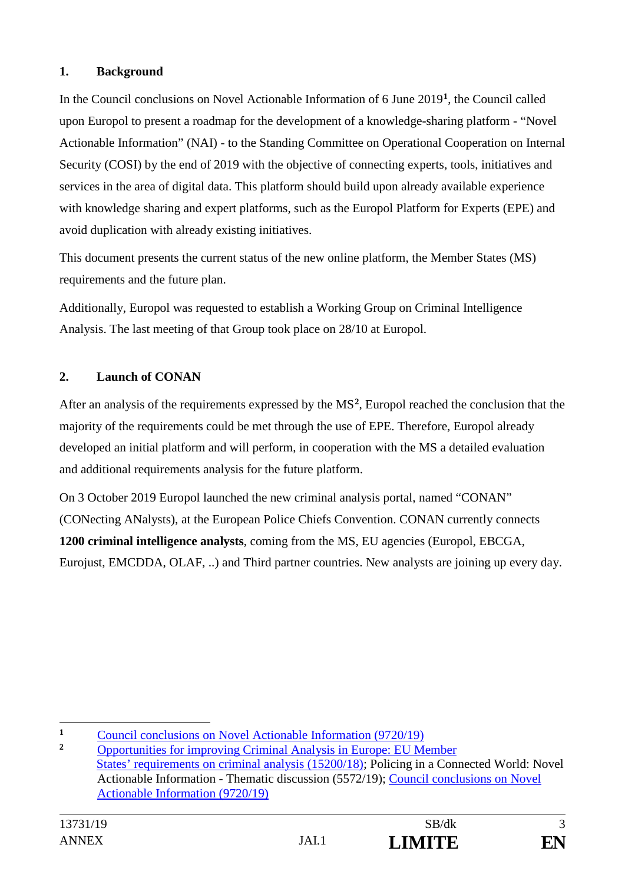## 1. Background

In the Council conclusions on Novel Actionable Information of 6 June 2019[1], the Council called upon Europol to present a roadmap for the development of a knowledge-sharing platform - "Novel Actionable Information" (NAI) - to the Standing Committee on Operational Cooperation on Internal Security (COSI) by the end of 2019 with the objective of connecting experts, tools, initiatives and services in the area of digital data. This platform should build upon already available experience with knowledge sharing and expert platforms, such as the Europol Platform for Experts (EPE) and avoid duplication with already existing initiatives.

This document presents the current status of the new online platform, the Member States (MS) requirements and the future plan.

Additionally, Europol was requested to establish a Working Group on Criminal Intelligence Analysis. The last meeting of that Group took place on 28/10 at Europol.

## 2. Launch of CONAN

After an analysis of the requirements expressed by the MS[2], Europol reached the conclusion that the majority of the requirements could be met through the use of EPE. Therefore, Europol already developed an initial platform and will perform, in cooperation with the MS a detailed evaluation and additional requirements analysis for the future platform.

On 3 October 2019 Europol launched the new criminal analysis portal, named "CONAN" (CONecting ANalysts), at the European Police Chiefs Convention. CONAN currently connects **1200 criminal intelligence analysts**, coming from the MS, EU agencies (Europol, EBCGA, Eurojust, EMCDDA, OLAF, ..) and Third partner countries. New analysts are joining up every day.

---

[1] Council conclusions on Novel Actionable Information (9720/19)

[2] Opportunities for improving Criminal Analysis in Europe: EU Member States' requirements on criminal analysis (15200/18); Policing in a Connected World: Novel Actionable Information - Thematic discussion (5572/19); Council conclusions on Novel Actionable Information (9720/19)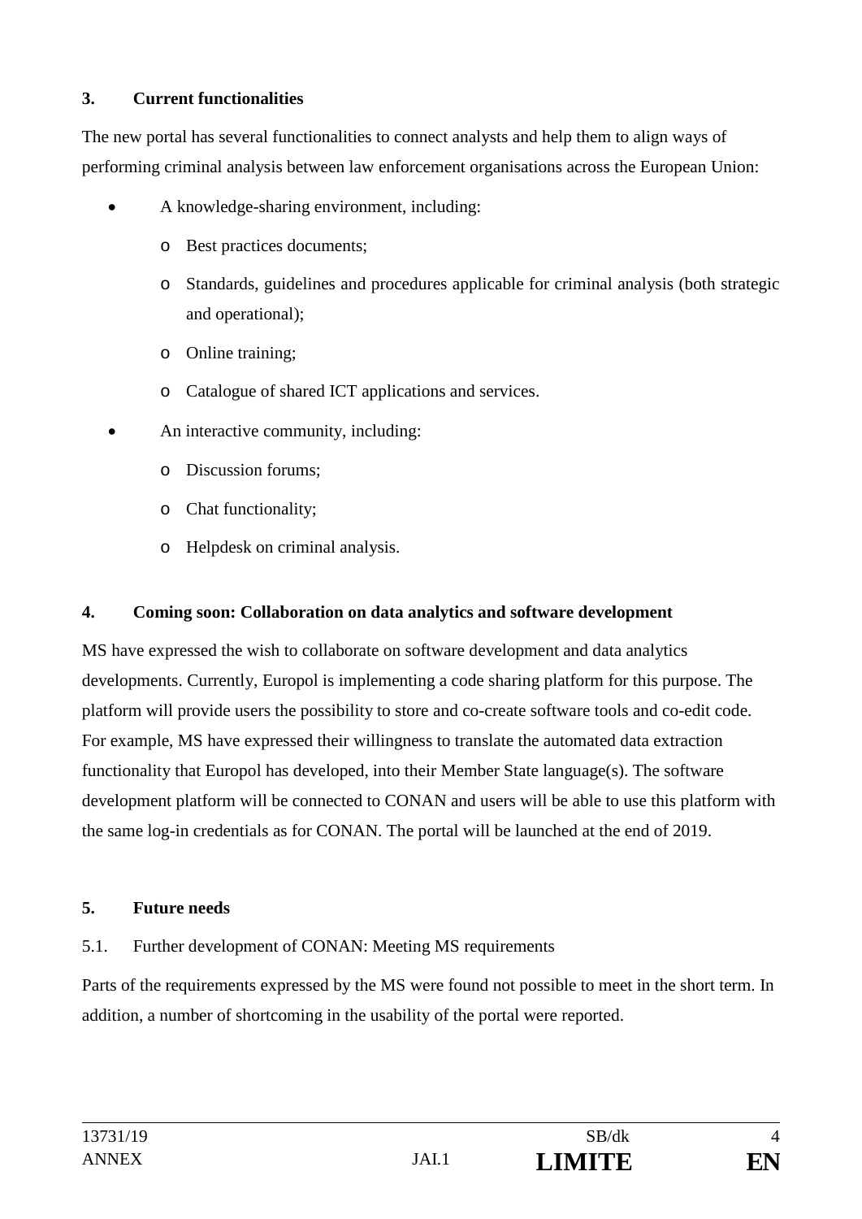## 3. Current functionalities

The new portal has several functionalities to connect analysts and help them to align ways of performing criminal analysis between law enforcement organisations across the European Union:

- A knowledge-sharing environment, including:
  - Best practices documents;
  - Standards, guidelines and procedures applicable for criminal analysis (both strategic and operational);
  - Online training;
  - Catalogue of shared ICT applications and services.
- An interactive community, including:
  - Discussion forums;
  - Chat functionality;
  - Helpdesk on criminal analysis.

## 4. Coming soon: Collaboration on data analytics and software development

MS have expressed the wish to collaborate on software development and data analytics developments. Currently, Europol is implementing a code sharing platform for this purpose. The platform will provide users the possibility to store and co-create software tools and co-edit code. For example, MS have expressed their willingness to translate the automated data extraction functionality that Europol has developed, into their Member State language(s). The software development platform will be connected to CONAN and users will be able to use this platform with the same log-in credentials as for CONAN. The portal will be launched at the end of 2019.

## 5. Future needs

### 5.1. Further development of CONAN: Meeting MS requirements

Parts of the requirements expressed by the MS were found not possible to meet in the short term. In addition, a number of shortcoming in the usability of the portal were reported.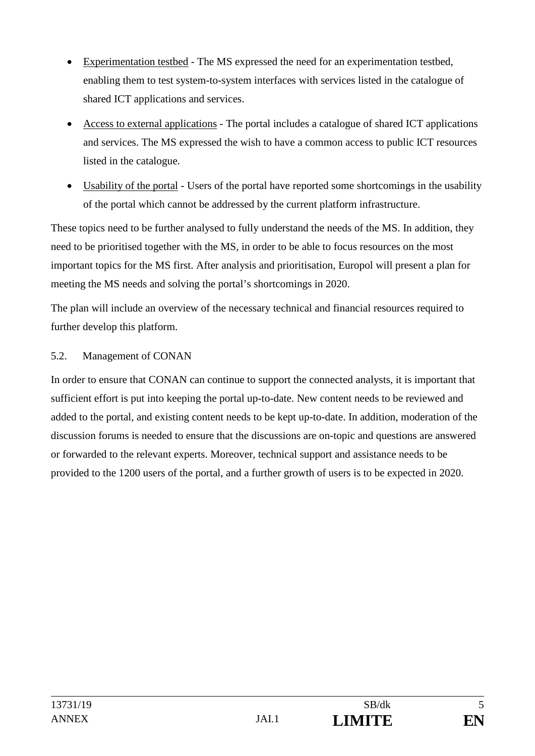- Experimentation testbed - The MS expressed the need for an experimentation testbed, enabling them to test system-to-system interfaces with services listed in the catalogue of shared ICT applications and services.
- Access to external applications - The portal includes a catalogue of shared ICT applications and services. The MS expressed the wish to have a common access to public ICT resources listed in the catalogue.
- Usability of the portal - Users of the portal have reported some shortcomings in the usability of the portal which cannot be addressed by the current platform infrastructure.

These topics need to be further analysed to fully understand the needs of the MS. In addition, they need to be prioritised together with the MS, in order to be able to focus resources on the most important topics for the MS first. After analysis and prioritisation, Europol will present a plan for meeting the MS needs and solving the portal's shortcomings in 2020.

The plan will include an overview of the necessary technical and financial resources required to further develop this platform.

### 5.2. Management of CONAN

In order to ensure that CONAN can continue to support the connected analysts, it is important that sufficient effort is put into keeping the portal up-to-date. New content needs to be reviewed and added to the portal, and existing content needs to be kept up-to-date. In addition, moderation of the discussion forums is needed to ensure that the discussions are on-topic and questions are answered or forwarded to the relevant experts. Moreover, technical support and assistance needs to be provided to the 1200 users of the portal, and a further growth of users is to be expected in 2020.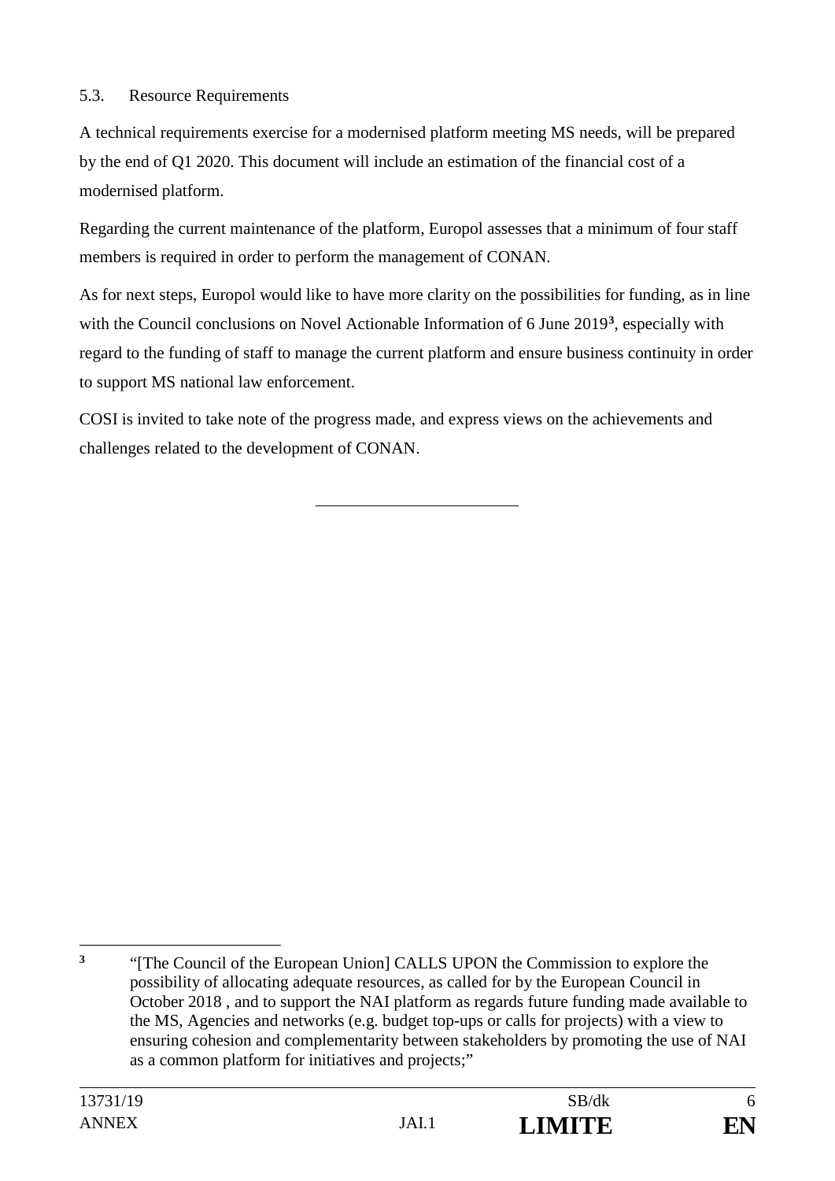5.3. Resource Requirements

A technical requirements exercise for a modernised platform meeting MS needs, will be prepared by the end of Q1 2020. This document will include an estimation of the financial cost of a modernised platform.

Regarding the current maintenance of the platform, Europol assesses that a minimum of four staff members is required in order to perform the management of CONAN.

As for next steps, Europol would like to have more clarity on the possibilities for funding, as in line with the Council conclusions on Novel Actionable Information of 6 June 2019[3], especially with regard to the funding of staff to manage the current platform and ensure business continuity in order to support MS national law enforcement.

COSI is invited to take note of the progress made, and express views on the achievements and challenges related to the development of CONAN.

---

[3] "[The Council of the European Union] CALLS UPON the Commission to explore the possibility of allocating adequate resources, as called for by the European Council in October 2018 , and to support the NAI platform as regards future funding made available to the MS, Agencies and networks (e.g. budget top-ups or calls for projects) with a view to ensuring cohesion and complementarity between stakeholders by promoting the use of NAI as a common platform for initiatives and projects;"